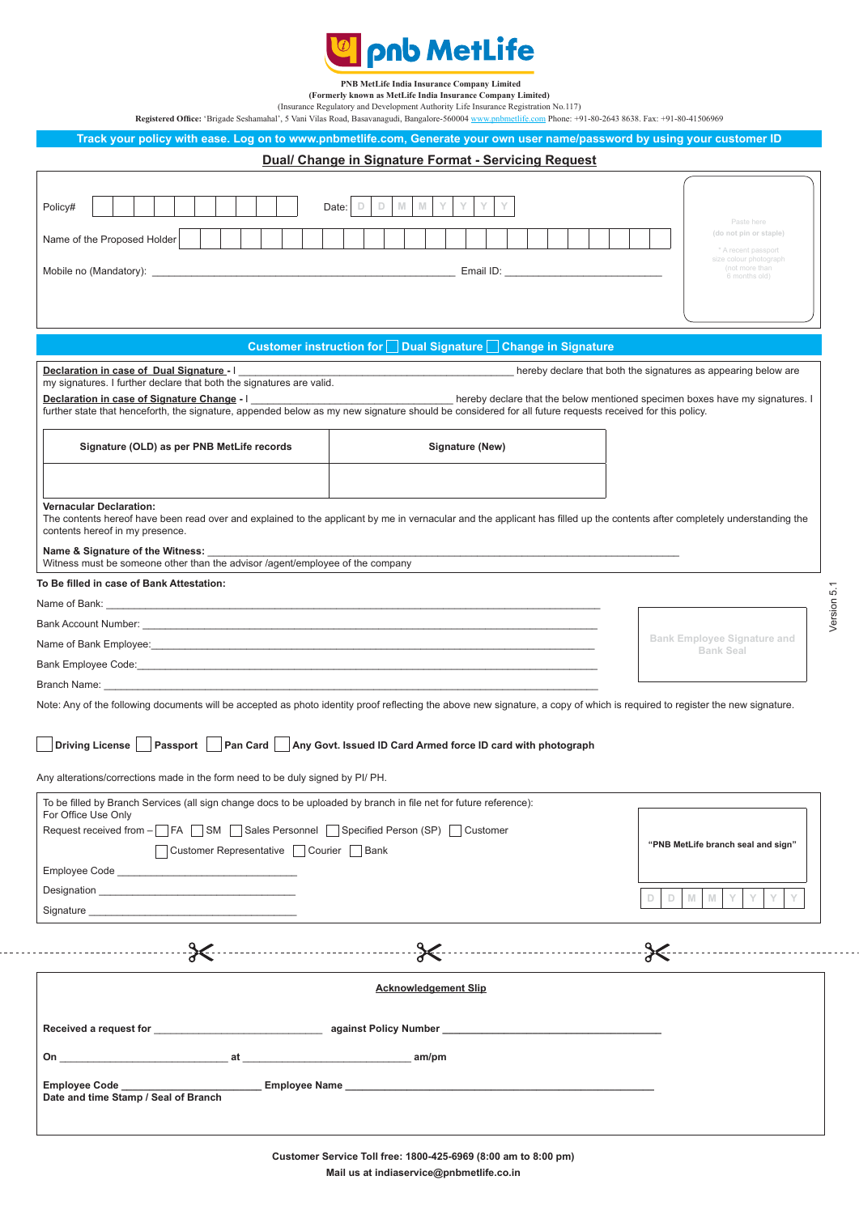# pnb MetLife

**PNB MetLife India Insurance Company Limited**
**(Formerly known as MetLife India Insurance Company Limited)**
(Insurance Regulatory and Development Authority Life Insurance Registration No.117)
**Registered Office:** 'Brigade Seshamahal', 5 Vani Vilas Road, Basavanagudi, Bangalore-560004 www.pnbmetlife.com Phone: +91-80-2643 8638. Fax: +91-80-41506969

**Track your policy with ease. Log on to www.pnbmetlife.com, Generate your own user name/password by using your customer ID**

## Dual/ Change in Signature Format - Servicing Request

Policy# ____________ Date: D D M M Y Y Y Y

Name of the Proposed Holder ____________

Mobile no (Mandatory): ____________ Email ID: ____________

Paste here (do not pin or staple)
* A recent passport size colour photograph (not more than 6 months old)

**Customer instruction for ☐ Dual Signature ☐ Change in Signature**

**Declaration in case of Dual Signature - I** ____________ hereby declare that both the signatures as appearing below are my signatures. I further declare that both the signatures are valid.

**Declaration in case of Signature Change - I** ____________ hereby declare that the below mentioned specimen boxes have my signatures. I further state that henceforth, the signature, appended below as my new signature should be considered for all future requests received for this policy.

| Signature (OLD) as per PNB MetLife records | Signature (New) |
|---|---|
| | |

**Vernacular Declaration:**
The contents hereof have been read over and explained to the applicant by me in vernacular and the applicant has filled up the contents after completely understanding the contents hereof in my presence.

**Name & Signature of the Witness:** ____________
Witness must be someone other than the advisor /agent/employee of the company

**To Be filled in case of Bank Attestation:**

Name of Bank: ____________

Bank Account Number: ____________

Name of Bank Employee: ____________

Bank Employee Code: ____________

Branch Name: ____________

Bank Employee Signature and Bank Seal

Note: Any of the following documents will be accepted as photo identity proof reflecting the above new signature, a copy of which is required to register the new signature.

☐ **Driving License** ☐ **Passport** ☐ **Pan Card** ☐ **Any Govt. Issued ID Card Armed force ID card with photograph**

Any alterations/corrections made in the form need to be duly signed by PI/ PH.

To be filled by Branch Services (all sign change docs to be uploaded by branch in file net for future reference):
For Office Use Only

Request received from – ☐ FA ☐ SM ☐ Sales Personnel ☐ Specified Person (SP) ☐ Customer
☐ Customer Representative ☐ Courier ☐ Bank

Employee Code ____________

Designation ____________

Signature ____________

**"PNB MetLife branch seal and sign"**

D D M M Y Y Y Y

---

### Acknowledgement Slip

**Received a request for** ____________ **against Policy Number** ____________

**On** ____________ **at** ____________ **am/pm**

**Employee Code** ____________ **Employee Name** ____________
**Date and time Stamp / Seal of Branch**

**Customer Service Toll free: 1800-425-6969 (8:00 am to 8:00 pm)**
**Mail us at indiaservice@pnbmetlife.co.in**

Version 5.1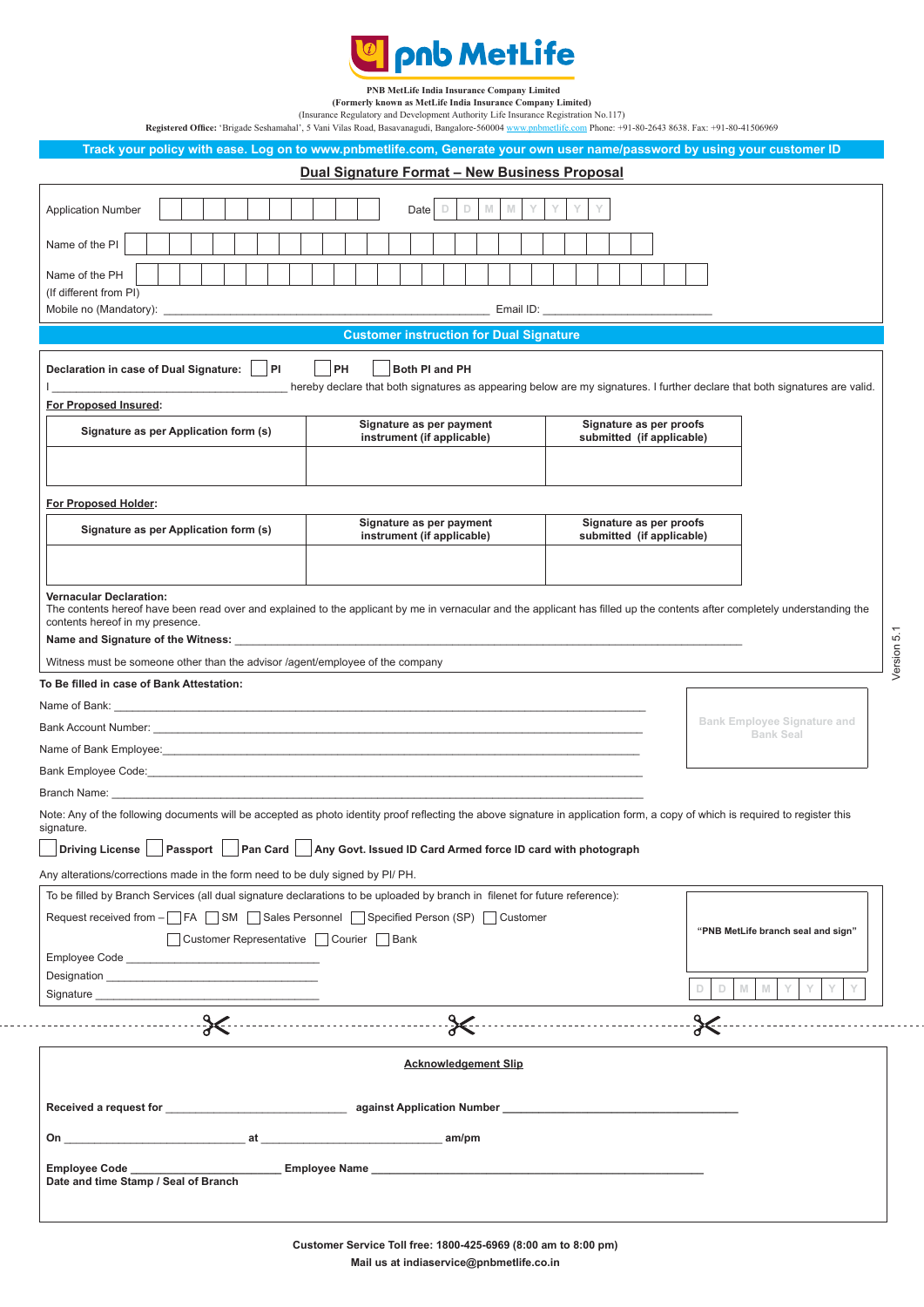**PNB MetLife India Insurance Company Limited**
**(Formerly known as MetLife India Insurance Company Limited)**
(Insurance Regulatory and Development Authority Life Insurance Registration No.117)
**Registered Office:** 'Brigade Seshamahal', 5 Vani Vilas Road, Basavanagudi, Bangalore-560004 www.pnbmetlife.com Phone: +91-80-2643 8638. Fax: +91-80-41506969

**Track your policy with ease. Log on to www.pnbmetlife.com, Generate your own user name/password by using your customer ID**

## Dual Signature Format – New Business Proposal

Application Number ☐☐☐☐☐☐☐☐☐☐ Date D D M M Y Y Y Y

Name of the PI ☐☐☐☐☐☐☐☐☐☐☐☐☐☐☐☐☐☐☐☐☐☐☐☐

Name of the PH ☐☐☐☐☐☐☐☐☐☐☐☐☐☐☐☐☐☐☐☐☐☐☐☐☐☐
(If different from PI)
Mobile no (Mandatory): ____________________ Email ID: ____________________

**Customer instruction for Dual Signature**

**Declaration in case of Dual Signature:** ☐ **PI** ☐ **PH** ☐ **Both PI and PH**

I ____________________ hereby declare that both signatures as appearing below are my signatures. I further declare that both signatures are valid.

**For Proposed Insured:**

| Signature as per Application form (s) | Signature as per payment instrument (if applicable) | Signature as per proofs submitted (if applicable) |
|---|---|---|
| | | |

**For Proposed Holder:**

| Signature as per Application form (s) | Signature as per payment instrument (if applicable) | Signature as per proofs submitted (if applicable) |
|---|---|---|
| | | |

**Vernacular Declaration:**
The contents hereof have been read over and explained to the applicant by me in vernacular and the applicant has filled up the contents after completely understanding the contents hereof in my presence.

**Name and Signature of the Witness:** ____________________

Witness must be someone other than the advisor /agent/employee of the company

**To Be filled in case of Bank Attestation:**

Name of Bank: ____________________

Bank Account Number: ____________________

Name of Bank Employee: ____________________

Bank Employee Code: ____________________

Branch Name: ____________________

Bank Employee Signature and Bank Seal

Note: Any of the following documents will be accepted as photo identity proof reflecting the above signature in application form, a copy of which is required to register this signature.

☐ **Driving License** ☐ **Passport** ☐ **Pan Card** ☐ **Any Govt. Issued ID Card Armed force ID card with photograph**

Any alterations/corrections made in the form need to be duly signed by PI/ PH.

To be filled by Branch Services (all dual signature declarations to be uploaded by branch in filenet for future reference):

Request received from – ☐ FA ☐ SM ☐ Sales Personnel ☐ Specified Person (SP) ☐ Customer
☐ Customer Representative ☐ Courier ☐ Bank

Employee Code ____________________

Designation ____________________

Signature ____________________

"PNB MetLife branch seal and sign"

D D M M Y Y Y Y

---

## Acknowledgement Slip

**Received a request for** ____________________ **against Application Number** ____________________

**On** ____________________ **at** ____________________ **am/pm**

**Employee Code** ____________________ **Employee Name** ____________________
**Date and time Stamp / Seal of Branch**

**Customer Service Toll free: 1800-425-6969 (8:00 am to 8:00 pm)**
**Mail us at indiaservice@pnbmetlife.co.in**

Version 5.1